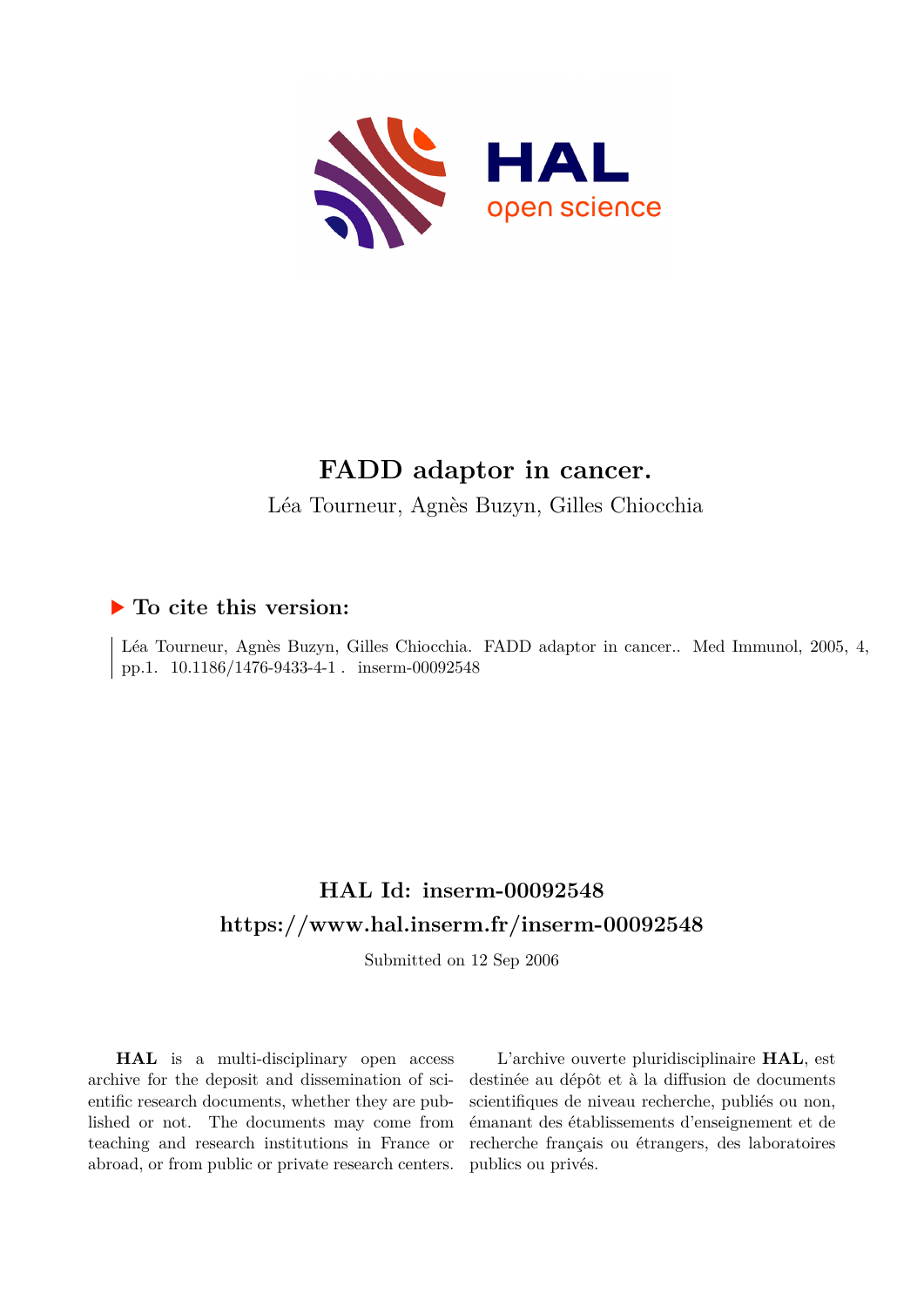# FADD adaptor in cancer.

Léa Tourneur, Agnès Buzyn, Gilles Chiocchia

## ▶ To cite this version:

Léa Tourneur, Agnès Buzyn, Gilles Chiocchia. FADD adaptor in cancer.. Med Immunol, 2005, 4, pp.1. 10.1186/1476-9433-4-1 . inserm-00092548

## HAL Id: inserm-00092548

## https://www.hal.inserm.fr/inserm-00092548

Submitted on 12 Sep 2006

**HAL** is a multi-disciplinary open access archive for the deposit and dissemination of scientific research documents, whether they are published or not. The documents may come from teaching and research institutions in France or abroad, or from public or private research centers.

L'archive ouverte pluridisciplinaire **HAL**, est destinée au dépôt et à la diffusion de documents scientifiques de niveau recherche, publiés ou non, émanant des établissements d'enseignement et de recherche français ou étrangers, des laboratoires publics ou privés.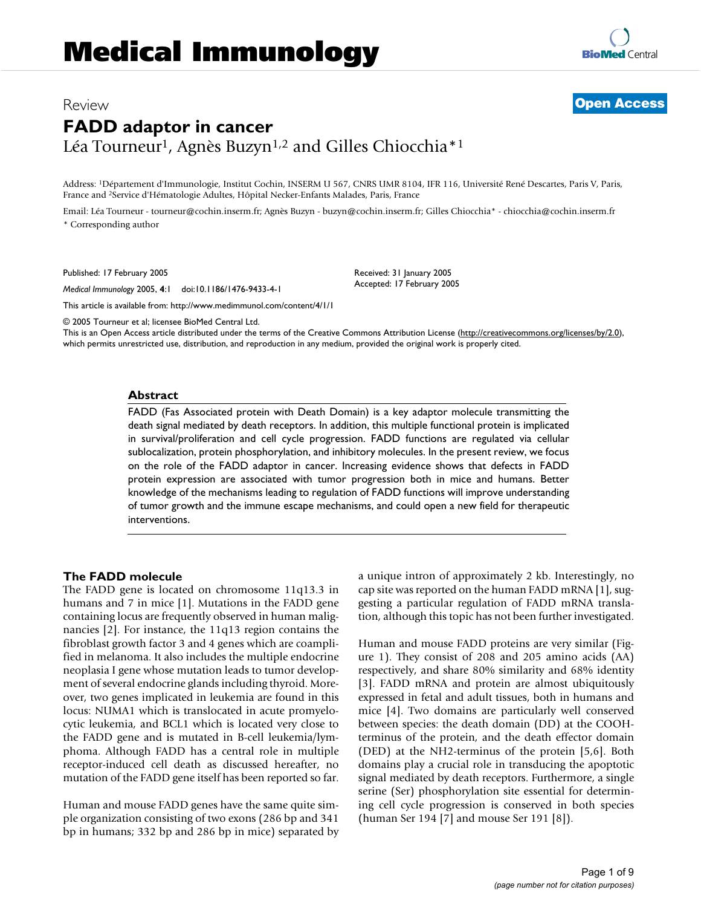# Medical Immunology

Review

**Open Access**

# FADD adaptor in cancer

Léa Tourneur[1], Agnès Buzyn[1,2] and Gilles Chiocchia*[1]

Address: [1]Département d'Immunologie, Institut Cochin, INSERM U 567, CNRS UMR 8104, IFR 116, Université René Descartes, Paris V, Paris, France and [2]Service d'Hématologie Adultes, Hôpital Necker-Enfants Malades, Paris, France

Email: Léa Tourneur - tourneur@cochin.inserm.fr; Agnès Buzyn - buzyn@cochin.inserm.fr; Gilles Chiocchia* - chiocchia@cochin.inserm.fr

* Corresponding author

Published: 17 February 2005

*Medical Immunology* 2005, **4**:1 doi:10.1186/1476-9433-4-1

Received: 31 January 2005

Accepted: 17 February 2005

This article is available from: http://www.medimmunol.com/content/4/1/1

© 2005 Tourneur et al; licensee BioMed Central Ltd.

This is an Open Access article distributed under the terms of the Creative Commons Attribution License (http://creativecommons.org/licenses/by/2.0), which permits unrestricted use, distribution, and reproduction in any medium, provided the original work is properly cited.

## Abstract

FADD (Fas Associated protein with Death Domain) is a key adaptor molecule transmitting the death signal mediated by death receptors. In addition, this multiple functional protein is implicated in survival/proliferation and cell cycle progression. FADD functions are regulated via cellular sublocalization, protein phosphorylation, and inhibitory molecules. In the present review, we focus on the role of the FADD adaptor in cancer. Increasing evidence shows that defects in FADD protein expression are associated with tumor progression both in mice and humans. Better knowledge of the mechanisms leading to regulation of FADD functions will improve understanding of tumor growth and the immune escape mechanisms, and could open a new field for therapeutic interventions.

## The FADD molecule

The FADD gene is located on chromosome 11q13.3 in humans and 7 in mice [1]. Mutations in the FADD gene containing locus are frequently observed in human malignancies [2]. For instance, the 11q13 region contains the fibroblast growth factor 3 and 4 genes which are coamplified in melanoma. It also includes the multiple endocrine neoplasia I gene whose mutation leads to tumor development of several endocrine glands including thyroid. Moreover, two genes implicated in leukemia are found in this locus: NUMA1 which is translocated in acute promyelocytic leukemia, and BCL1 which is located very close to the FADD gene and is mutated in B-cell leukemia/lymphoma. Although FADD has a central role in multiple receptor-induced cell death as discussed hereafter, no mutation of the FADD gene itself has been reported so far.

Human and mouse FADD genes have the same quite simple organization consisting of two exons (286 bp and 341 bp in humans; 332 bp and 286 bp in mice) separated by a unique intron of approximately 2 kb. Interestingly, no cap site was reported on the human FADD mRNA [1], suggesting a particular regulation of FADD mRNA translation, although this topic has not been further investigated.

Human and mouse FADD proteins are very similar (Figure 1). They consist of 208 and 205 amino acids (AA) respectively, and share 80% similarity and 68% identity [3]. FADD mRNA and protein are almost ubiquitously expressed in fetal and adult tissues, both in humans and mice [4]. Two domains are particularly well conserved between species: the death domain (DD) at the COOH-terminus of the protein, and the death effector domain (DED) at the NH2-terminus of the protein [5,6]. Both domains play a crucial role in transducing the apoptotic signal mediated by death receptors. Furthermore, a single serine (Ser) phosphorylation site essential for determining cell cycle progression is conserved in both species (human Ser 194 [7] and mouse Ser 191 [8]).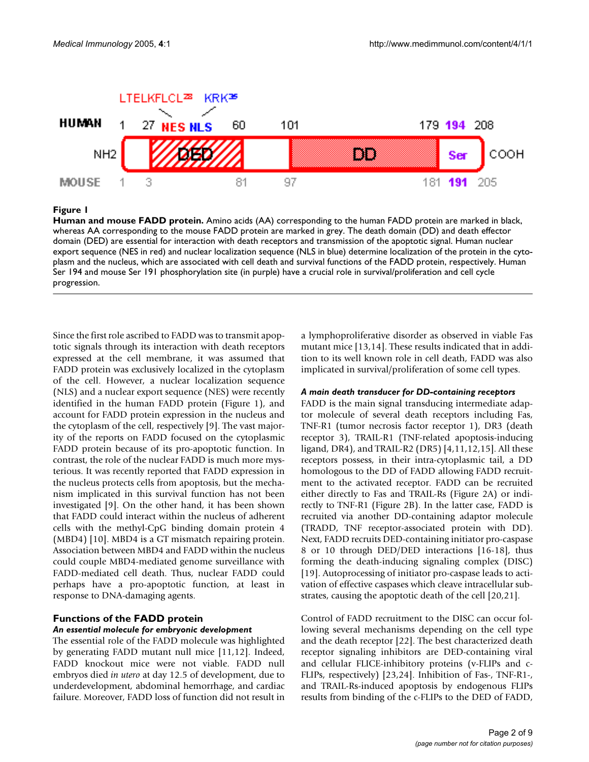**Figure 1**

**Human and mouse FADD protein.** Amino acids (AA) corresponding to the human FADD protein are marked in black, whereas AA corresponding to the mouse FADD protein are marked in grey. The death domain (DD) and death effector domain (DED) are essential for interaction with death receptors and transmission of the apoptotic signal. Human nuclear export sequence (NES in red) and nuclear localization sequence (NLS in blue) determine localization of the protein in the cytoplasm and the nucleus, which are associated with cell death and survival functions of the FADD protein, respectively. Human Ser 194 and mouse Ser 191 phosphorylation site (in purple) have a crucial role in survival/proliferation and cell cycle progression.

Since the first role ascribed to FADD was to transmit apoptotic signals through its interaction with death receptors expressed at the cell membrane, it was assumed that FADD protein was exclusively localized in the cytoplasm of the cell. However, a nuclear localization sequence (NLS) and a nuclear export sequence (NES) were recently identified in the human FADD protein (Figure 1), and account for FADD protein expression in the nucleus and the cytoplasm of the cell, respectively [9]. The vast majority of the reports on FADD focused on the cytoplasmic FADD protein because of its pro-apoptotic function. In contrast, the role of the nuclear FADD is much more mysterious. It was recently reported that FADD expression in the nucleus protects cells from apoptosis, but the mechanism implicated in this survival function has not been investigated [9]. On the other hand, it has been shown that FADD could interact within the nucleus of adherent cells with the methyl-CpG binding domain protein 4 (MBD4) [10]. MBD4 is a GT mismatch repairing protein. Association between MBD4 and FADD within the nucleus could couple MBD4-mediated genome surveillance with FADD-mediated cell death. Thus, nuclear FADD could perhaps have a pro-apoptotic function, at least in response to DNA-damaging agents.

## Functions of the FADD protein

### *An essential molecule for embryonic development*

The essential role of the FADD molecule was highlighted by generating FADD mutant null mice [11,12]. Indeed, FADD knockout mice were not viable. FADD null embryos died *in utero* at day 12.5 of development, due to underdevelopment, abdominal hemorrhage, and cardiac failure. Moreover, FADD loss of function did not result in a lymphoproliferative disorder as observed in viable Fas mutant mice [13,14]. These results indicated that in addition to its well known role in cell death, FADD was also implicated in survival/proliferation of some cell types.

### *A main death transducer for DD-containing receptors*

FADD is the main signal transducing intermediate adaptor molecule of several death receptors including Fas, TNF-R1 (tumor necrosis factor receptor 1), DR3 (death receptor 3), TRAIL-R1 (TNF-related apoptosis-inducing ligand, DR4), and TRAIL-R2 (DR5) [4,11,12,15]. All these receptors possess, in their intra-cytoplasmic tail, a DD homologous to the DD of FADD allowing FADD recruitment to the activated receptor. FADD can be recruited either directly to Fas and TRAIL-Rs (Figure 2A) or indirectly to TNF-R1 (Figure 2B). In the latter case, FADD is recruited via another DD-containing adaptor molecule (TRADD, TNF receptor-associated protein with DD). Next, FADD recruits DED-containing initiator pro-caspase 8 or 10 through DED/DED interactions [16-18], thus forming the death-inducing signaling complex (DISC) [19]. Autoprocessing of initiator pro-caspase leads to activation of effective caspases which cleave intracellular substrates, causing the apoptotic death of the cell [20,21].

Control of FADD recruitment to the DISC can occur following several mechanisms depending on the cell type and the death receptor [22]. The best characterized death receptor signaling inhibitors are DED-containing viral and cellular FLICE-inhibitory proteins (v-FLIPs and c-FLIPs, respectively) [23,24]. Inhibition of Fas-, TNF-R1-, and TRAIL-Rs-induced apoptosis by endogenous FLIPs results from binding of the c-FLIPs to the DED of FADD,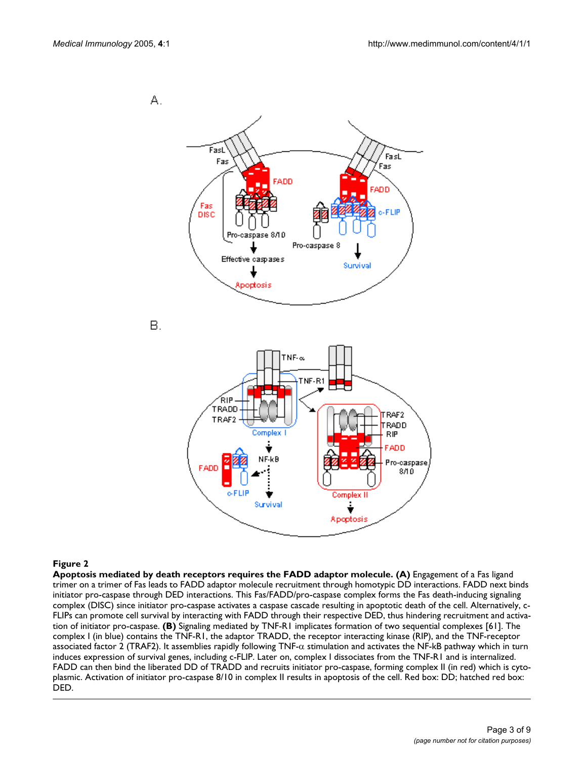**Figure 2**

**Apoptosis mediated by death receptors requires the FADD adaptor molecule. (A)** Engagement of a Fas ligand trimer on a trimer of Fas leads to FADD adaptor molecule recruitment through homotypic DD interactions. FADD next binds initiator pro-caspase through DED interactions. This Fas/FADD/pro-caspase complex forms the Fas death-inducing signaling complex (DISC) since initiator pro-caspase activates a caspase cascade resulting in apoptotic death of the cell. Alternatively, c-FLIPs can promote cell survival by interacting with FADD through their respective DED, thus hindering recruitment and activation of initiator pro-caspase. **(B)** Signaling mediated by TNF-R1 implicates formation of two sequential complexes [61]. The complex I (in blue) contains the TNF-R1, the adaptor TRADD, the receptor interacting kinase (RIP), and the TNF-receptor associated factor 2 (TRAF2). It assemblies rapidly following TNF-α stimulation and activates the NF-kB pathway which in turn induces expression of survival genes, including c-FLIP. Later on, complex I dissociates from the TNF-R1 and is internalized. FADD can then bind the liberated DD of TRADD and recruits initiator pro-caspase, forming complex II (in red) which is cytoplasmic. Activation of initiator pro-caspase 8/10 in complex II results in apoptosis of the cell. Red box: DD; hatched red box: DED.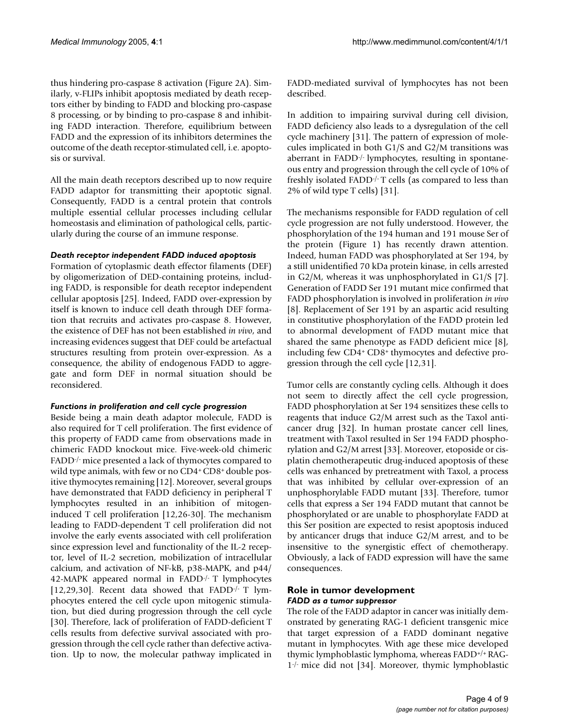thus hindering pro-caspase 8 activation (Figure 2A). Similarly, v-FLIPs inhibit apoptosis mediated by death receptors either by binding to FADD and blocking pro-caspase 8 processing, or by binding to pro-caspase 8 and inhibiting FADD interaction. Therefore, equilibrium between FADD and the expression of its inhibitors determines the outcome of the death receptor-stimulated cell, i.e. apoptosis or survival.

All the main death receptors described up to now require FADD adaptor for transmitting their apoptotic signal. Consequently, FADD is a central protein that controls multiple essential cellular processes including cellular homeostasis and elimination of pathological cells, particularly during the course of an immune response.

#### *Death receptor independent FADD induced apoptosis*

Formation of cytoplasmic death effector filaments (DEF) by oligomerization of DED-containing proteins, including FADD, is responsible for death receptor independent cellular apoptosis [25]. Indeed, FADD over-expression by itself is known to induce cell death through DEF formation that recruits and activates pro-caspase 8. However, the existence of DEF has not been established *in vivo*, and increasing evidences suggest that DEF could be artefactual structures resulting from protein over-expression. As a consequence, the ability of endogenous FADD to aggregate and form DEF in normal situation should be reconsidered.

#### *Functions in proliferation and cell cycle progression*

Beside being a main death adaptor molecule, FADD is also required for T cell proliferation. The first evidence of this property of FADD came from observations made in chimeric FADD knockout mice. Five-week-old chimeric FADD$^{-/-}$ mice presented a lack of thymocytes compared to wild type animals, with few or no CD4$^+$ CD8$^+$ double positive thymocytes remaining [12]. Moreover, several groups have demonstrated that FADD deficiency in peripheral T lymphocytes resulted in an inhibition of mitogen-induced T cell proliferation [12,26-30]. The mechanism leading to FADD-dependent T cell proliferation did not involve the early events associated with cell proliferation since expression level and functionality of the IL-2 receptor, level of IL-2 secretion, mobilization of intracellular calcium, and activation of NF-kB, p38-MAPK, and p44/42-MAPK appeared normal in FADD$^{-/-}$ T lymphocytes [12,29,30]. Recent data showed that FADD$^{-/-}$ T lymphocytes entered the cell cycle upon mitogenic stimulation, but died during progression through the cell cycle [30]. Therefore, lack of proliferation of FADD-deficient T cells results from defective survival associated with progression through the cell cycle rather than defective activation. Up to now, the molecular pathway implicated in FADD-mediated survival of lymphocytes has not been described.

In addition to impairing survival during cell division, FADD deficiency also leads to a dysregulation of the cell cycle machinery [31]. The pattern of expression of molecules implicated in both G1/S and G2/M transitions was aberrant in FADD$^{-/-}$ lymphocytes, resulting in spontaneous entry and progression through the cell cycle of 10% of freshly isolated FADD$^{-/-}$ T cells (as compared to less than 2% of wild type T cells) [31].

The mechanisms responsible for FADD regulation of cell cycle progression are not fully understood. However, the phosphorylation of the 194 human and 191 mouse Ser of the protein (Figure 1) has recently drawn attention. Indeed, human FADD was phosphorylated at Ser 194, by a still unidentified 70 kDa protein kinase, in cells arrested in G2/M, whereas it was unphosphorylated in G1/S [7]. Generation of FADD Ser 191 mutant mice confirmed that FADD phosphorylation is involved in proliferation *in vivo* [8]. Replacement of Ser 191 by an aspartic acid resulting in constitutive phosphorylation of the FADD protein led to abnormal development of FADD mutant mice that shared the same phenotype as FADD deficient mice [8], including few CD4$^+$ CD8$^+$ thymocytes and defective progression through the cell cycle [12,31].

Tumor cells are constantly cycling cells. Although it does not seem to directly affect the cell cycle progression, FADD phosphorylation at Ser 194 sensitizes these cells to reagents that induce G2/M arrest such as the Taxol anticancer drug [32]. In human prostate cancer cell lines, treatment with Taxol resulted in Ser 194 FADD phosphorylation and G2/M arrest [33]. Moreover, etoposide or cisplatin chemotherapeutic drug-induced apoptosis of these cells was enhanced by pretreatment with Taxol, a process that was inhibited by cellular over-expression of an unphosphorylable FADD mutant [33]. Therefore, tumor cells that express a Ser 194 FADD mutant that cannot be phosphorylated or are unable to phosphorylate FADD at this Ser position are expected to resist apoptosis induced by anticancer drugs that induce G2/M arrest, and to be insensitive to the synergistic effect of chemotherapy. Obviously, a lack of FADD expression will have the same consequences.

## Role in tumor development

#### *FADD as a tumor suppressor*

The role of the FADD adaptor in cancer was initially demonstrated by generating RAG-1 deficient transgenic mice that target expression of a FADD dominant negative mutant in lymphocytes. With age these mice developed thymic lymphoblastic lymphoma, whereas FADD$^{+/+}$ RAG-1$^{-/-}$ mice did not [34]. Moreover, thymic lymphoblastic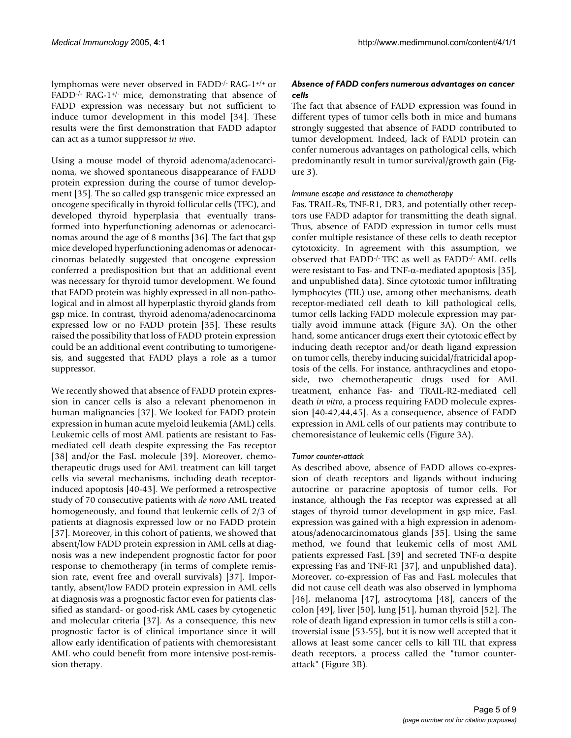lymphomas were never observed in FADD$^{-/-}$ RAG-1$^{+/+}$ or FADD$^{-/-}$ RAG-1$^{+/-}$ mice, demonstrating that absence of FADD expression was necessary but not sufficient to induce tumor development in this model [34]. These results were the first demonstration that FADD adaptor can act as a tumor suppressor *in vivo*.

Using a mouse model of thyroid adenoma/adenocarcinoma, we showed spontaneous disappearance of FADD protein expression during the course of tumor development [35]. The so called gsp transgenic mice expressed an oncogene specifically in thyroid follicular cells (TFC), and developed thyroid hyperplasia that eventually transformed into hyperfunctioning adenomas or adenocarcinomas around the age of 8 months [36]. The fact that gsp mice developed hyperfunctioning adenomas or adenocarcinomas belatedly suggested that oncogene expression conferred a predisposition but that an additional event was necessary for thyroid tumor development. We found that FADD protein was highly expressed in all non-pathological and in almost all hyperplastic thyroid glands from gsp mice. In contrast, thyroid adenoma/adenocarcinoma expressed low or no FADD protein [35]. These results raised the possibility that loss of FADD protein expression could be an additional event contributing to tumorigenesis, and suggested that FADD plays a role as a tumor suppressor.

We recently showed that absence of FADD protein expression in cancer cells is also a relevant phenomenon in human malignancies [37]. We looked for FADD protein expression in human acute myeloid leukemia (AML) cells. Leukemic cells of most AML patients are resistant to Fas-mediated cell death despite expressing the Fas receptor [38] and/or the FasL molecule [39]. Moreover, chemotherapeutic drugs used for AML treatment can kill target cells via several mechanisms, including death receptor-induced apoptosis [40-43]. We performed a retrospective study of 70 consecutive patients with *de novo* AML treated homogeneously, and found that leukemic cells of 2/3 of patients at diagnosis expressed low or no FADD protein [37]. Moreover, in this cohort of patients, we showed that absent/low FADD protein expression in AML cells at diagnosis was a new independent prognostic factor for poor response to chemotherapy (in terms of complete remission rate, event free and overall survivals) [37]. Importantly, absent/low FADD protein expression in AML cells at diagnosis was a prognostic factor even for patients classified as standard- or good-risk AML cases by cytogenetic and molecular criteria [37]. As a consequence, this new prognostic factor is of clinical importance since it will allow early identification of patients with chemoresistant AML who could benefit from more intensive post-remission therapy.

### *Absence of FADD confers numerous advantages on cancer cells*

The fact that absence of FADD expression was found in different types of tumor cells both in mice and humans strongly suggested that absence of FADD contributed to tumor development. Indeed, lack of FADD protein can confer numerous advantages on pathological cells, which predominantly result in tumor survival/growth gain (Figure 3).

#### *Immune escape and resistance to chemotherapy*

Fas, TRAIL-Rs, TNF-R1, DR3, and potentially other receptors use FADD adaptor for transmitting the death signal. Thus, absence of FADD expression in tumor cells must confer multiple resistance of these cells to death receptor cytotoxicity. In agreement with this assumption, we observed that FADD$^{-/-}$ TFC as well as FADD$^{-/-}$ AML cells were resistant to Fas- and TNF-$\alpha$-mediated apoptosis [35], and unpublished data). Since cytotoxic tumor infiltrating lymphocytes (TIL) use, among other mechanisms, death receptor-mediated cell death to kill pathological cells, tumor cells lacking FADD molecule expression may partially avoid immune attack (Figure 3A). On the other hand, some anticancer drugs exert their cytotoxic effect by inducing death receptor and/or death ligand expression on tumor cells, thereby inducing suicidal/fratricidal apoptosis of the cells. For instance, anthracyclines and etoposide, two chemotherapeutic drugs used for AML treatment, enhance Fas- and TRAIL-R2-mediated cell death *in vitro*, a process requiring FADD molecule expression [40-42,44,45]. As a consequence, absence of FADD expression in AML cells of our patients may contribute to chemoresistance of leukemic cells (Figure 3A).

#### *Tumor counter-attack*

As described above, absence of FADD allows co-expression of death receptors and ligands without inducing autocrine or paracrine apoptosis of tumor cells. For instance, although the Fas receptor was expressed at all stages of thyroid tumor development in gsp mice, FasL expression was gained with a high expression in adenomatous/adenocarcinomatous glands [35]. Using the same method, we found that leukemic cells of most AML patients expressed FasL [39] and secreted TNF-$\alpha$ despite expressing Fas and TNF-R1 [37], and unpublished data). Moreover, co-expression of Fas and FasL molecules that did not cause cell death was also observed in lymphoma [46], melanoma [47], astrocytoma [48], cancers of the colon [49], liver [50], lung [51], human thyroid [52]. The role of death ligand expression in tumor cells is still a controversial issue [53-55], but it is now well accepted that it allows at least some cancer cells to kill TIL that express death receptors, a process called the "tumor counter-attack" (Figure 3B).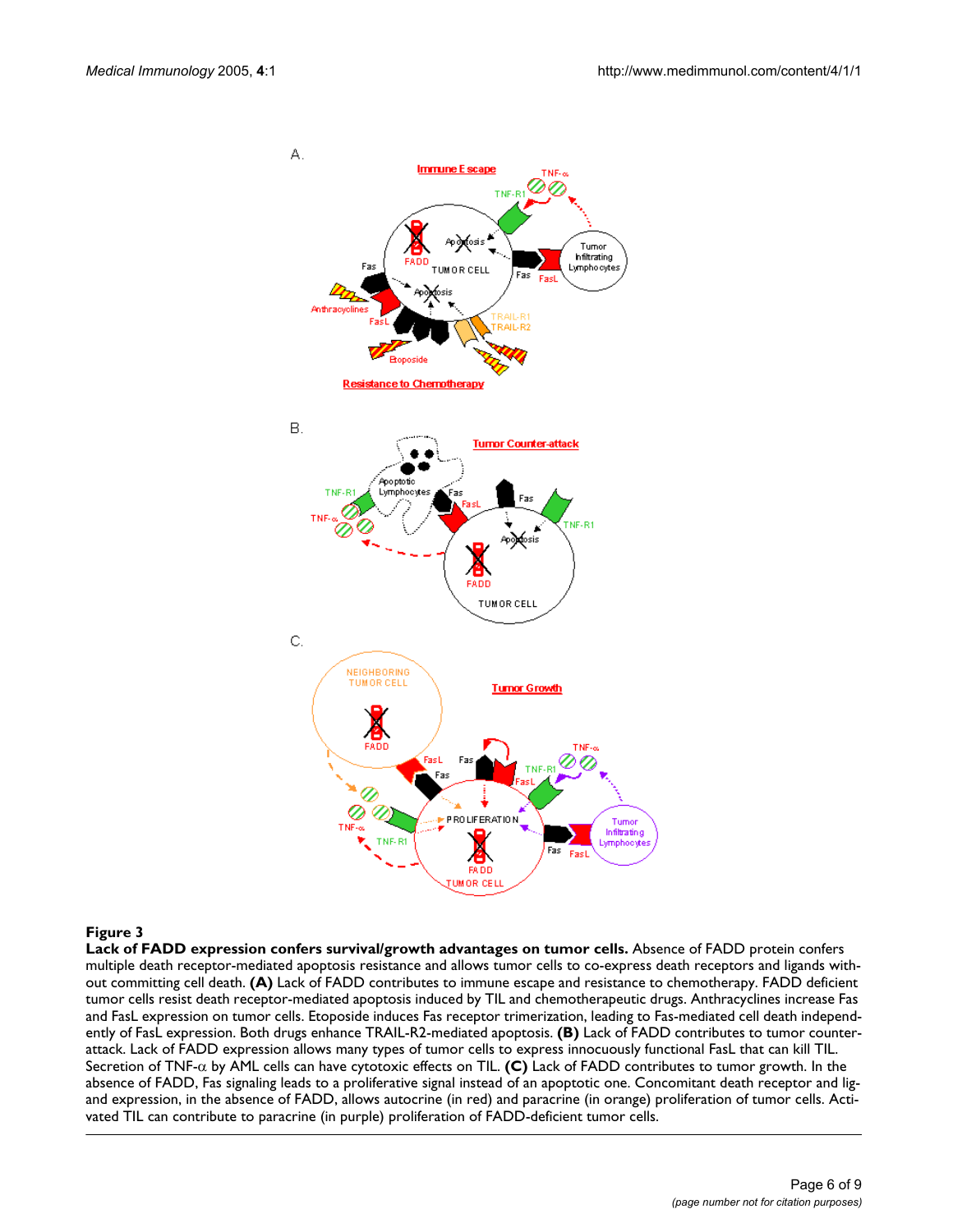**Figure 3**

**Lack of FADD expression confers survival/growth advantages on tumor cells.** Absence of FADD protein confers multiple death receptor-mediated apoptosis resistance and allows tumor cells to co-express death receptors and ligands without committing cell death. **(A)** Lack of FADD contributes to immune escape and resistance to chemotherapy. FADD deficient tumor cells resist death receptor-mediated apoptosis induced by TIL and chemotherapeutic drugs. Anthracyclines increase Fas and FasL expression on tumor cells. Etoposide induces Fas receptor trimerization, leading to Fas-mediated cell death independently of FasL expression. Both drugs enhance TRAIL-R2-mediated apoptosis. **(B)** Lack of FADD contributes to tumor counter-attack. Lack of FADD expression allows many types of tumor cells to express innocuously functional FasL that can kill TIL. Secretion of TNF-$\alpha$ by AML cells can have cytotoxic effects on TIL. **(C)** Lack of FADD contributes to tumor growth. In the absence of FADD, Fas signaling leads to a proliferative signal instead of an apoptotic one. Concomitant death receptor and ligand expression, in the absence of FADD, allows autocrine (in red) and paracrine (in orange) proliferation of tumor cells. Activated TIL can contribute to paracrine (in purple) proliferation of FADD-deficient tumor cells.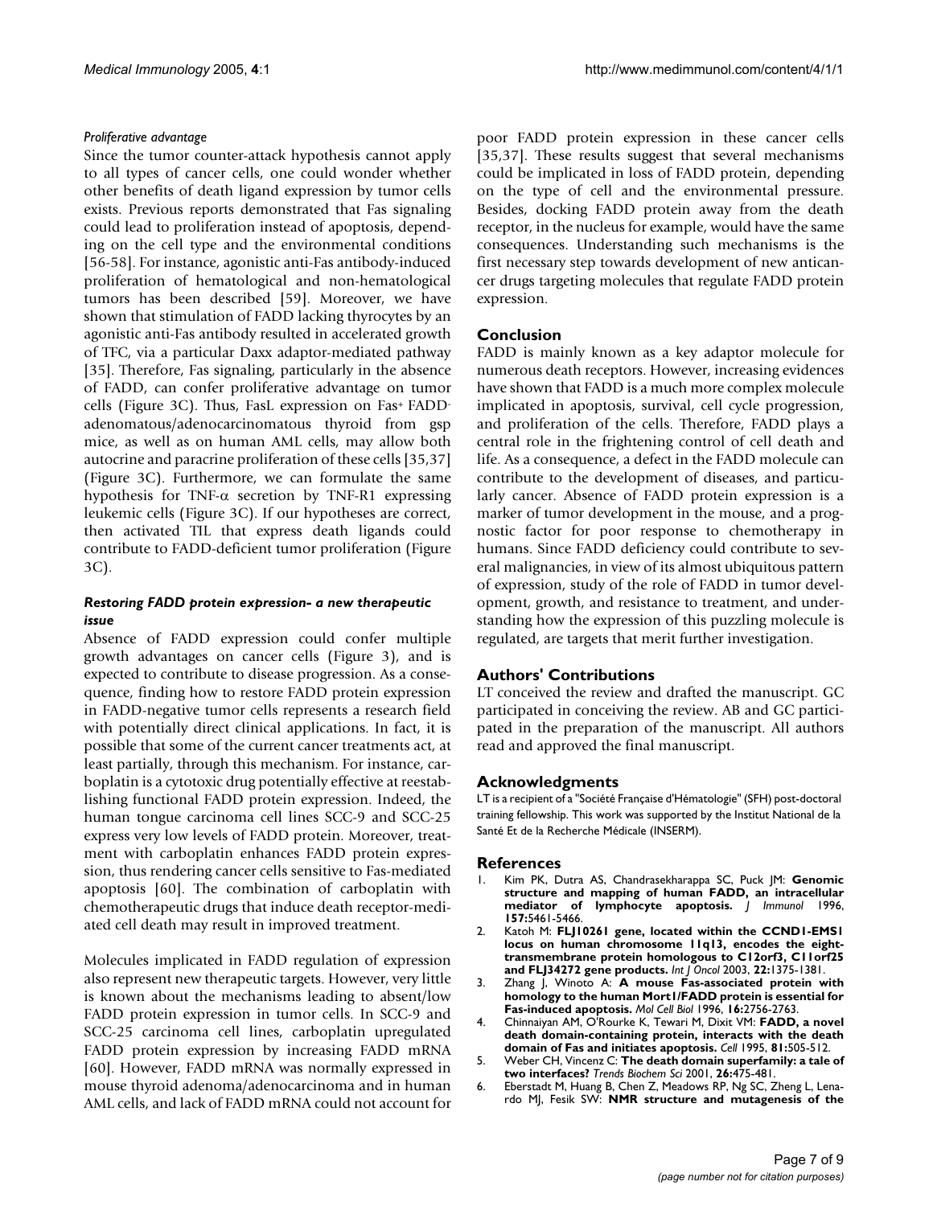*Proliferative advantage*

Since the tumor counter-attack hypothesis cannot apply to all types of cancer cells, one could wonder whether other benefits of death ligand expression by tumor cells exists. Previous reports demonstrated that Fas signaling could lead to proliferation instead of apoptosis, depending on the cell type and the environmental conditions [56-58]. For instance, agonistic anti-Fas antibody-induced proliferation of hematological and non-hematological tumors has been described [59]. Moreover, we have shown that stimulation of FADD lacking thyrocytes by an agonistic anti-Fas antibody resulted in accelerated growth of TFC, via a particular Daxx adaptor-mediated pathway [35]. Therefore, Fas signaling, particularly in the absence of FADD, can confer proliferative advantage on tumor cells (Figure 3C). Thus, FasL expression on Fas[+] FADD[-] adenomatous/adenocarcinomatous thyroid from gsp mice, as well as on human AML cells, may allow both autocrine and paracrine proliferation of these cells [35,37] (Figure 3C). Furthermore, we can formulate the same hypothesis for TNF-$\alpha$ secretion by TNF-R1 expressing leukemic cells (Figure 3C). If our hypotheses are correct, then activated TIL that express death ligands could contribute to FADD-deficient tumor proliferation (Figure 3C).

### *Restoring FADD protein expression- a new therapeutic issue*

Absence of FADD expression could confer multiple growth advantages on cancer cells (Figure 3), and is expected to contribute to disease progression. As a consequence, finding how to restore FADD protein expression in FADD-negative tumor cells represents a research field with potentially direct clinical applications. In fact, it is possible that some of the current cancer treatments act, at least partially, through this mechanism. For instance, carboplatin is a cytotoxic drug potentially effective at reestablishing functional FADD protein expression. Indeed, the human tongue carcinoma cell lines SCC-9 and SCC-25 express very low levels of FADD protein. Moreover, treatment with carboplatin enhances FADD protein expression, thus rendering cancer cells sensitive to Fas-mediated apoptosis [60]. The combination of carboplatin with chemotherapeutic drugs that induce death receptor-mediated cell death may result in improved treatment.

Molecules implicated in FADD regulation of expression also represent new therapeutic targets. However, very little is known about the mechanisms leading to absent/low FADD protein expression in tumor cells. In SCC-9 and SCC-25 carcinoma cell lines, carboplatin upregulated FADD protein expression by increasing FADD mRNA [60]. However, FADD mRNA was normally expressed in mouse thyroid adenoma/adenocarcinoma and in human AML cells, and lack of FADD mRNA could not account for poor FADD protein expression in these cancer cells [35,37]. These results suggest that several mechanisms could be implicated in loss of FADD protein, depending on the type of cell and the environmental pressure. Besides, docking FADD protein away from the death receptor, in the nucleus for example, would have the same consequences. Understanding such mechanisms is the first necessary step towards development of new anticancer drugs targeting molecules that regulate FADD protein expression.

## Conclusion

FADD is mainly known as a key adaptor molecule for numerous death receptors. However, increasing evidences have shown that FADD is a much more complex molecule implicated in apoptosis, survival, cell cycle progression, and proliferation of the cells. Therefore, FADD plays a central role in the frightening control of cell death and life. As a consequence, a defect in the FADD molecule can contribute to the development of diseases, and particularly cancer. Absence of FADD protein expression is a marker of tumor development in the mouse, and a prognostic factor for poor response to chemotherapy in humans. Since FADD deficiency could contribute to several malignancies, in view of its almost ubiquitous pattern of expression, study of the role of FADD in tumor development, growth, and resistance to treatment, and understanding how the expression of this puzzling molecule is regulated, are targets that merit further investigation.

## Authors' Contributions

LT conceived the review and drafted the manuscript. GC participated in conceiving the review. AB and GC participated in the preparation of the manuscript. All authors read and approved the final manuscript.

## Acknowledgments

LT is a recipient of a "Société Française d'Hématologie" (SFH) post-doctoral training fellowship. This work was supported by the Institut National de la Santé Et de la Recherche Médicale (INSERM).

## References

1. Kim PK, Dutra AS, Chandrasekharappa SC, Puck JM: **Genomic structure and mapping of human FADD, an intracellular mediator of lymphocyte apoptosis.** *J Immunol* 1996, **157:**5461-5466.
2. Katoh M: **FLJ10261 gene, located within the CCND1-EMS1 locus on human chromosome 11q13, encodes the eight-transmembrane protein homologous to C12orf3, C11orf25 and FLJ34272 gene products.** *Int J Oncol* 2003, **22:**1375-1381.
3. Zhang J, Winoto A: **A mouse Fas-associated protein with homology to the human Mort1/FADD protein is essential for Fas-induced apoptosis.** *Mol Cell Biol* 1996, **16:**2756-2763.
4. Chinnaiyan AM, O'Rourke K, Tewari M, Dixit VM: **FADD, a novel death domain-containing protein, interacts with the death domain of Fas and initiates apoptosis.** *Cell* 1995, **81:**505-512.
5. Weber CH, Vincenz C: **The death domain superfamily: a tale of two interfaces?** *Trends Biochem Sci* 2001, **26:**475-481.
6. Eberstadt M, Huang B, Chen Z, Meadows RP, Ng SC, Zheng L, Lenardo MJ, Fesik SW: **NMR structure and mutagenesis of the**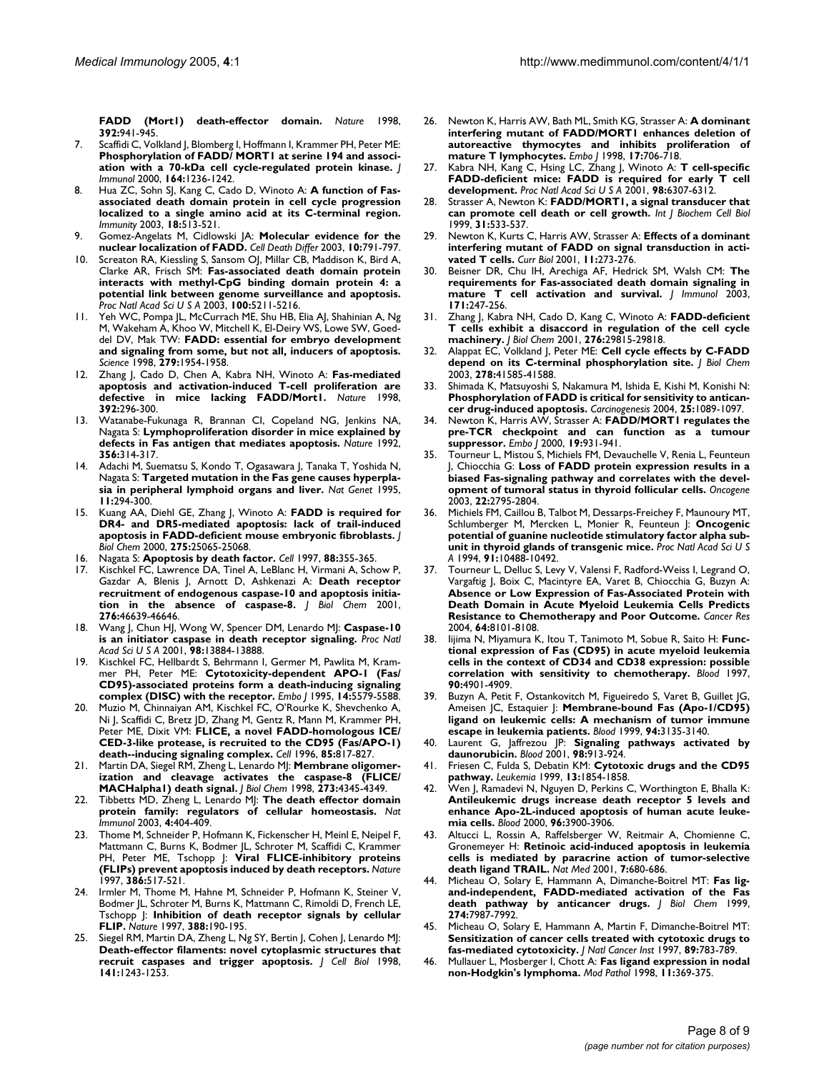**FADD (Mort1) death-effector domain.** *Nature* 1998, **392:**941-945.

7. Scaffidi C, Volkland J, Blomberg I, Hoffmann I, Krammer PH, Peter ME: **Phosphorylation of FADD/ MORT1 at serine 194 and association with a 70-kDa cell cycle-regulated protein kinase.** *J Immunol* 2000, **164:**1236-1242.
8. Hua ZC, Sohn SJ, Kang C, Cado D, Winoto A: **A function of Fas-associated death domain protein in cell cycle progression localized to a single amino acid at its C-terminal region.** *Immunity* 2003, **18:**513-521.
9. Gomez-Angelats M, Cidlowski JA: **Molecular evidence for the nuclear localization of FADD.** *Cell Death Differ* 2003, **10:**791-797.
10. Screaton RA, Kiessling S, Sansom OJ, Millar CB, Maddison K, Bird A, Clarke AR, Frisch SM: **Fas-associated death domain protein interacts with methyl-CpG binding domain protein 4: a potential link between genome surveillance and apoptosis.** *Proc Natl Acad Sci U S A* 2003, **100:**5211-5216.
11. Yeh WC, Pompa JL, McCurrach ME, Shu HB, Elia AJ, Shahinian A, Ng M, Wakeham A, Khoo W, Mitchell K, El-Deiry WS, Lowe SW, Goeddel DV, Mak TW: **FADD: essential for embryo development and signaling from some, but not all, inducers of apoptosis.** *Science* 1998, **279:**1954-1958.
12. Zhang J, Cado D, Chen A, Kabra NH, Winoto A: **Fas-mediated apoptosis and activation-induced T-cell proliferation are defective in mice lacking FADD/Mort1.** *Nature* 1998, **392:**296-300.
13. Watanabe-Fukunaga R, Brannan CI, Copeland NG, Jenkins NA, Nagata S: **Lymphoproliferation disorder in mice explained by defects in Fas antigen that mediates apoptosis.** *Nature* 1992, **356:**314-317.
14. Adachi M, Suematsu S, Kondo T, Ogasawara J, Tanaka T, Yoshida N, Nagata S: **Targeted mutation in the Fas gene causes hyperplasia in peripheral lymphoid organs and liver.** *Nat Genet* 1995, **11:**294-300.
15. Kuang AA, Diehl GE, Zhang J, Winoto A: **FADD is required for DR4- and DR5-mediated apoptosis: lack of trail-induced apoptosis in FADD-deficient mouse embryonic fibroblasts.** *J Biol Chem* 2000, **275:**25065-25068.
16. Nagata S: **Apoptosis by death factor.** *Cell* 1997, **88:**355-365.
17. Kischkel FC, Lawrence DA, Tinel A, LeBlanc H, Virmani A, Schow P, Gazdar A, Blenis J, Arnott D, Ashkenazi A: **Death receptor recruitment of endogenous caspase-10 and apoptosis initiation in the absence of caspase-8.** *J Biol Chem* 2001, **276:**46639-46646.
18. Wang J, Chun HJ, Wong W, Spencer DM, Lenardo MJ: **Caspase-10 is an initiator caspase in death receptor signaling.** *Proc Natl Acad Sci U S A* 2001, **98:**13884-13888.
19. Kischkel FC, Hellbardt S, Behrmann I, Germer M, Pawlita M, Krammer PH, Peter ME: **Cytotoxicity-dependent APO-1 (Fas/CD95)-associated proteins form a death-inducing signaling complex (DISC) with the receptor.** *Embo J* 1995, **14:**5579-5588.
20. Muzio M, Chinnaiyan AM, Kischkel FC, O'Rourke K, Shevchenko A, Ni J, Scaffidi C, Bretz JD, Zhang M, Gentz R, Mann M, Krammer PH, Peter ME, Dixit VM: **FLICE, a novel FADD-homologous ICE/CED-3-like protease, is recruited to the CD95 (Fas/APO-1) death--inducing signaling complex.** *Cell* 1996, **85:**817-827.
21. Martin DA, Siegel RM, Zheng L, Lenardo MJ: **Membrane oligomerization and cleavage activates the caspase-8 (FLICE/MACHalpha1) death signal.** *J Biol Chem* 1998, **273:**4345-4349.
22. Tibbetts MD, Zheng L, Lenardo MJ: **The death effector domain protein family: regulators of cellular homeostasis.** *Nat Immunol* 2003, **4:**404-409.
23. Thome M, Schneider P, Hofmann K, Fickenscher H, Meinl E, Neipel F, Mattmann C, Burns K, Bodmer JL, Schroter M, Scaffidi C, Krammer PH, Peter ME, Tschopp J: **Viral FLICE-inhibitory proteins (FLIPs) prevent apoptosis induced by death receptors.** *Nature* 1997, **386:**517-521.
24. Irmler M, Thome M, Hahne M, Schneider P, Hofmann K, Steiner V, Bodmer JL, Schroter M, Burns K, Mattmann C, Rimoldi D, French LE, Tschopp J: **Inhibition of death receptor signals by cellular FLIP.** *Nature* 1997, **388:**190-195.
25. Siegel RM, Martin DA, Zheng L, Ng SY, Bertin J, Cohen J, Lenardo MJ: **Death-effector filaments: novel cytoplasmic structures that recruit caspases and trigger apoptosis.** *J Cell Biol* 1998, **141:**1243-1253.
26. Newton K, Harris AW, Bath ML, Smith KG, Strasser A: **A dominant interfering mutant of FADD/MORT1 enhances deletion of autoreactive thymocytes and inhibits proliferation of mature T lymphocytes.** *Embo J* 1998, **17:**706-718.
27. Kabra NH, Kang C, Hsing LC, Zhang J, Winoto A: **T cell-specific FADD-deficient mice: FADD is required for early T cell development.** *Proc Natl Acad Sci U S A* 2001, **98:**6307-6312.
28. Strasser A, Newton K: **FADD/MORT1, a signal transducer that can promote cell death or cell growth.** *Int J Biochem Cell Biol* 1999, **31:**533-537.
29. Newton K, Kurts C, Harris AW, Strasser A: **Effects of a dominant interfering mutant of FADD on signal transduction in activated T cells.** *Curr Biol* 2001, **11:**273-276.
30. Beisner DR, Chu IH, Arechiga AF, Hedrick SM, Walsh CM: **The requirements for Fas-associated death domain signaling in mature T cell activation and survival.** *J Immunol* 2003, **171:**247-256.
31. Zhang J, Kabra NH, Cado D, Kang C, Winoto A: **FADD-deficient T cells exhibit a disaccord in regulation of the cell cycle machinery.** *J Biol Chem* 2001, **276:**29815-29818.
32. Alappat EC, Volkland J, Peter ME: **Cell cycle effects by C-FADD depend on its C-terminal phosphorylation site.** *J Biol Chem* 2003, **278:**41585-41588.
33. Shimada K, Matsuyoshi S, Nakamura M, Ishida E, Kishi M, Konishi N: **Phosphorylation of FADD is critical for sensitivity to anticancer drug-induced apoptosis.** *Carcinogenesis* 2004, **25:**1089-1097.
34. Newton K, Harris AW, Strasser A: **FADD/MORT1 regulates the pre-TCR checkpoint and can function as a tumour suppressor.** *Embo J* 2000, **19:**931-941.
35. Tourneur L, Mistou S, Michiels FM, Devauchelle V, Renia L, Feunteun J, Chiocchia G: **Loss of FADD protein expression results in a biased Fas-signaling pathway and correlates with the development of tumoral status in thyroid follicular cells.** *Oncogene* 2003, **22:**2795-2804.
36. Michiels FM, Caillou B, Talbot M, Dessarps-Freichey F, Maunoury MT, Schlumberger M, Mercken L, Monier R, Feunteun J: **Oncogenic potential of guanine nucleotide stimulatory factor alpha subunit in thyroid glands of transgenic mice.** *Proc Natl Acad Sci U S A* 1994, **91:**10488-10492.
37. Tourneur L, Delluc S, Levy V, Valensi F, Radford-Weiss I, Legrand O, Vargaftig J, Boix C, Macintyre EA, Varet B, Chiocchia G, Buzyn A: **Absence or Low Expression of Fas-Associated Protein with Death Domain in Acute Myeloid Leukemia Cells Predicts Resistance to Chemotherapy and Poor Outcome.** *Cancer Res* 2004, **64:**8101-8108.
38. Iijima N, Miyamura K, Itou T, Tanimoto M, Sobue R, Saito H: **Functional expression of Fas (CD95) in acute myeloid leukemia cells in the context of CD34 and CD38 expression: possible correlation with sensitivity to chemotherapy.** *Blood* 1997, **90:**4901-4909.
39. Buzyn A, Petit F, Ostankovitch M, Figueiredo S, Varet B, Guillet JG, Ameisen JC, Estaquier J: **Membrane-bound Fas (Apo-1/CD95) ligand on leukemic cells: A mechanism of tumor immune escape in leukemia patients.** *Blood* 1999, **94:**3135-3140.
40. Laurent G, Jaffrezou JP: **Signaling pathways activated by daunorubicin.** *Blood* 2001, **98:**913-924.
41. Friesen C, Fulda S, Debatin KM: **Cytotoxic drugs and the CD95 pathway.** *Leukemia* 1999, **13:**1854-1858.
42. Wen J, Ramadevi N, Nguyen D, Perkins C, Worthington E, Bhalla K: **Antileukemic drugs increase death receptor 5 levels and enhance Apo-2L-induced apoptosis of human acute leukemia cells.** *Blood* 2000, **96:**3900-3906.
43. Altucci L, Rossin A, Raffelsberger W, Reitmair A, Chomienne C, Gronemeyer H: **Retinoic acid-induced apoptosis in leukemia cells is mediated by paracrine action of tumor-selective death ligand TRAIL.** *Nat Med* 2001, **7:**680-686.
44. Micheau O, Solary E, Hammann A, Dimanche-Boitrel MT: **Fas ligand-independent, FADD-mediated activation of the Fas death pathway by anticancer drugs.** *J Biol Chem* 1999, **274:**7987-7992.
45. Micheau O, Solary E, Hammann A, Martin F, Dimanche-Boitrel MT: **Sensitization of cancer cells treated with cytotoxic drugs to fas-mediated cytotoxicity.** *J Natl Cancer Inst* 1997, **89:**783-789.
46. Mullauer L, Mosberger I, Chott A: **Fas ligand expression in nodal non-Hodgkin's lymphoma.** *Mod Pathol* 1998, **11:**369-375.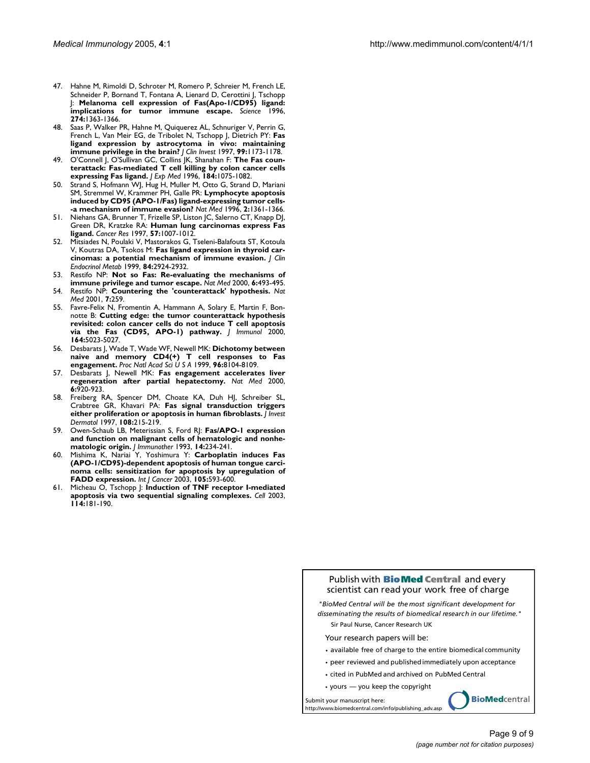47. Hahne M, Rimoldi D, Schroter M, Romero P, Schreier M, French LE, Schneider P, Bornand T, Fontana A, Lienard D, Cerottini J, Tschopp J: **Melanoma cell expression of Fas(Apo-1/CD95) ligand: implications for tumor immune escape.** *Science* 1996, **274:**1363-1366.
48. Saas P, Walker PR, Hahne M, Quiquerez AL, Schnuriger V, Perrin G, French L, Van Meir EG, de Tribolet N, Tschopp J, Dietrich PY: **Fas ligand expression by astrocytoma in vivo: maintaining immune privilege in the brain?** *J Clin Invest* 1997, **99:**1173-1178.
49. O'Connell J, O'Sullivan GC, Collins JK, Shanahan F: **The Fas counterattack: Fas-mediated T cell killing by colon cancer cells expressing Fas ligand.** *J Exp Med* 1996, **184:**1075-1082.
50. Strand S, Hofmann WJ, Hug H, Muller M, Otto G, Strand D, Mariani SM, Stremmel W, Krammer PH, Galle PR: **Lymphocyte apoptosis induced by CD95 (APO-1/Fas) ligand-expressing tumor cells--a mechanism of immune evasion?** *Nat Med* 1996, **2:**1361-1366.
51. Niehans GA, Brunner T, Frizelle SP, Liston JC, Salerno CT, Knapp DJ, Green DR, Kratzke RA: **Human lung carcinomas express Fas ligand.** *Cancer Res* 1997, **57:**1007-1012.
52. Mitsiades N, Poulaki V, Mastorakos G, Tseleni-Balafouta ST, Kotoula V, Koutras DA, Tsokos M: **Fas ligand expression in thyroid carcinomas: a potential mechanism of immune evasion.** *J Clin Endocrinol Metab* 1999, **84:**2924-2932.
53. Restifo NP: **Not so Fas: Re-evaluating the mechanisms of immune privilege and tumor escape.** *Nat Med* 2000, **6:**493-495.
54. Restifo NP: **Countering the 'counterattack' hypothesis.** *Nat Med* 2001, **7:**259.
55. Favre-Felix N, Fromentin A, Hammann A, Solary E, Martin F, Bonnotte B: **Cutting edge: the tumor counterattack hypothesis revisited: colon cancer cells do not induce T cell apoptosis via the Fas (CD95, APO-1) pathway.** *J Immunol* 2000, **164:**5023-5027.
56. Desbarats J, Wade T, Wade WF, Newell MK: **Dichotomy between naive and memory CD4(+) T cell responses to Fas engagement.** *Proc Natl Acad Sci U S A* 1999, **96:**8104-8109.
57. Desbarats J, Newell MK: **Fas engagement accelerates liver regeneration after partial hepatectomy.** *Nat Med* 2000, **6:**920-923.
58. Freiberg RA, Spencer DM, Choate KA, Duh HJ, Schreiber SL, Crabtree GR, Khavari PA: **Fas signal transduction triggers either proliferation or apoptosis in human fibroblasts.** *J Invest Dermatol* 1997, **108:**215-219.
59. Owen-Schaub LB, Meterissian S, Ford RJ: **Fas/APO-1 expression and function on malignant cells of hematologic and nonhematologic origin.** *J Immunother* 1993, **14:**234-241.
60. Mishima K, Nariai Y, Yoshimura Y: **Carboplatin induces Fas (APO-1/CD95)-dependent apoptosis of human tongue carcinoma cells: sensitization for apoptosis by upregulation of FADD expression.** *Int J Cancer* 2003, **105:**593-600.
61. Micheau O, Tschopp J: **Induction of TNF receptor I-mediated apoptosis via two sequential signaling complexes.** *Cell* 2003, **114:**181-190.

Publish with **BioMed Central** and every scientist can read your work free of charge

*"BioMed Central will be the most significant development for disseminating the results of biomedical research in our lifetime."*

Sir Paul Nurse, Cancer Research UK

Your research papers will be:

- available free of charge to the entire biomedical community
- peer reviewed and published immediately upon acceptance
- cited in PubMed and archived on PubMed Central
- yours — you keep the copyright

Submit your manuscript here:
http://www.biomedcentral.com/info/publishing_adv.asp

**BioMed**central